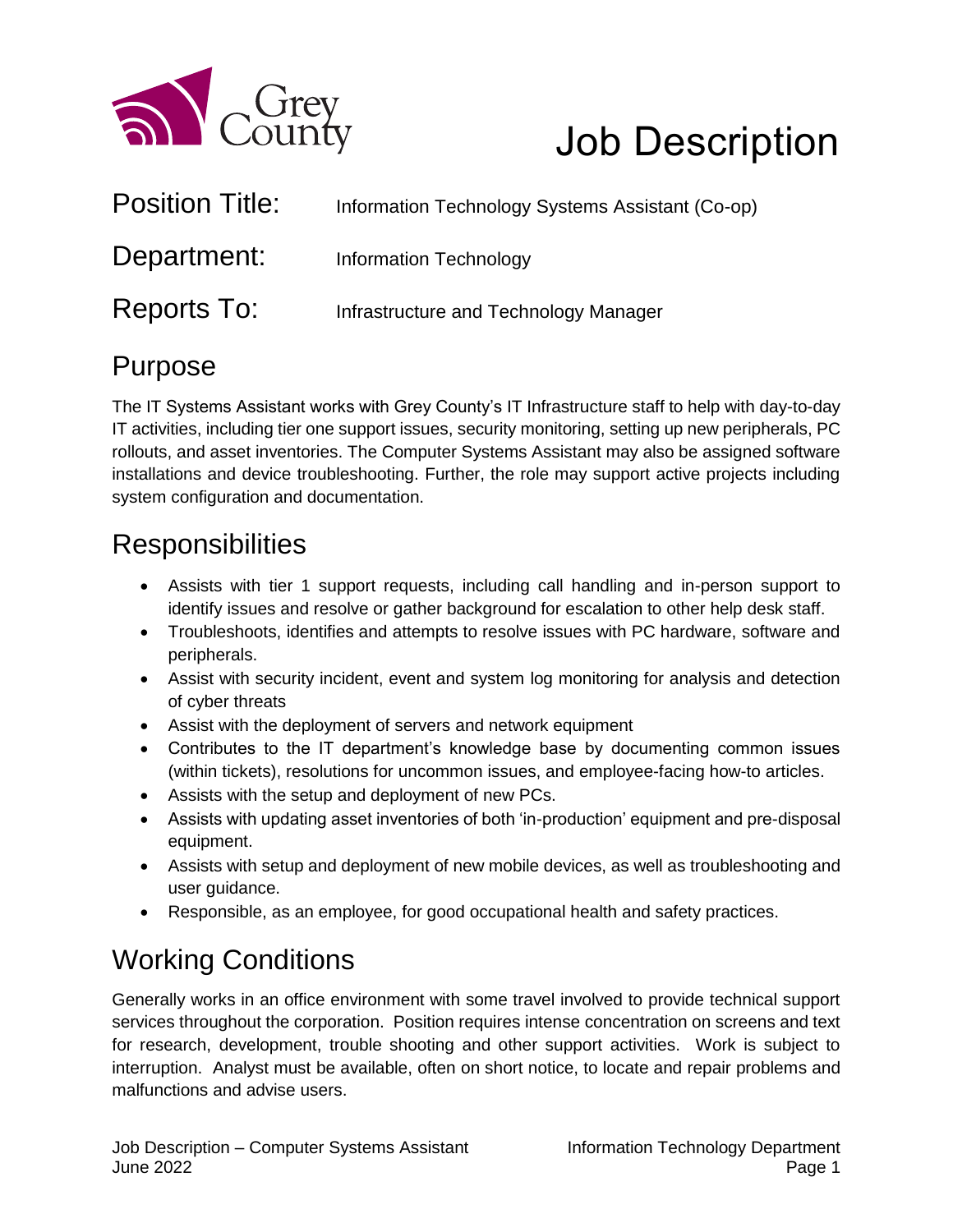Grey County

# Job Description

**Position Title:** Information Technology Systems Assistant (Co-op)

**Department:** Information Technology

**Reports To:** Infrastructure and Technology Manager

## Purpose

The IT Systems Assistant works with Grey County's IT Infrastructure staff to help with day-to-day IT activities, including tier one support issues, security monitoring, setting up new peripherals, PC rollouts, and asset inventories. The Computer Systems Assistant may also be assigned software installations and device troubleshooting. Further, the role may support active projects including system configuration and documentation.

## Responsibilities

- Assists with tier 1 support requests, including call handling and in-person support to identify issues and resolve or gather background for escalation to other help desk staff.
- Troubleshoots, identifies and attempts to resolve issues with PC hardware, software and peripherals.
- Assist with security incident, event and system log monitoring for analysis and detection of cyber threats
- Assist with the deployment of servers and network equipment
- Contributes to the IT department's knowledge base by documenting common issues (within tickets), resolutions for uncommon issues, and employee-facing how-to articles.
- Assists with the setup and deployment of new PCs.
- Assists with updating asset inventories of both 'in-production' equipment and pre-disposal equipment.
- Assists with setup and deployment of new mobile devices, as well as troubleshooting and user guidance.
- Responsible, as an employee, for good occupational health and safety practices.

## Working Conditions

Generally works in an office environment with some travel involved to provide technical support services throughout the corporation. Position requires intense concentration on screens and text for research, development, trouble shooting and other support activities. Work is subject to interruption. Analyst must be available, often on short notice, to locate and repair problems and malfunctions and advise users.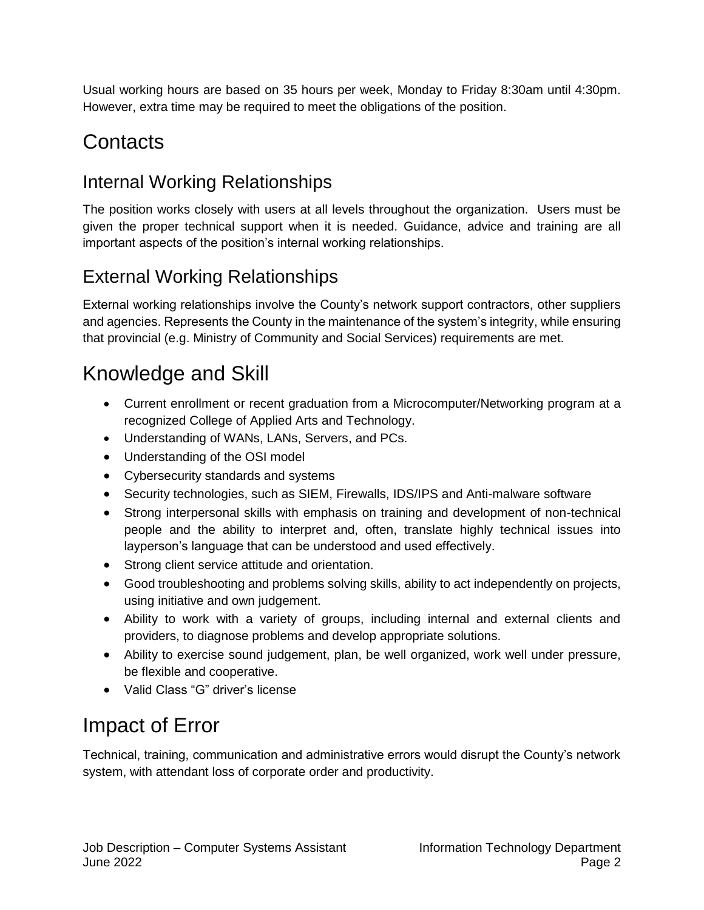Usual working hours are based on 35 hours per week, Monday to Friday 8:30am until 4:30pm. However, extra time may be required to meet the obligations of the position.

# Contacts

## Internal Working Relationships

The position works closely with users at all levels throughout the organization. Users must be given the proper technical support when it is needed. Guidance, advice and training are all important aspects of the position's internal working relationships.

## External Working Relationships

External working relationships involve the County's network support contractors, other suppliers and agencies. Represents the County in the maintenance of the system's integrity, while ensuring that provincial (e.g. Ministry of Community and Social Services) requirements are met.

# Knowledge and Skill

- Current enrollment or recent graduation from a Microcomputer/Networking program at a recognized College of Applied Arts and Technology.
- Understanding of WANs, LANs, Servers, and PCs.
- Understanding of the OSI model
- Cybersecurity standards and systems
- Security technologies, such as SIEM, Firewalls, IDS/IPS and Anti-malware software
- Strong interpersonal skills with emphasis on training and development of non-technical people and the ability to interpret and, often, translate highly technical issues into layperson's language that can be understood and used effectively.
- Strong client service attitude and orientation.
- Good troubleshooting and problems solving skills, ability to act independently on projects, using initiative and own judgement.
- Ability to work with a variety of groups, including internal and external clients and providers, to diagnose problems and develop appropriate solutions.
- Ability to exercise sound judgement, plan, be well organized, work well under pressure, be flexible and cooperative.
- Valid Class "G" driver's license

# Impact of Error

Technical, training, communication and administrative errors would disrupt the County's network system, with attendant loss of corporate order and productivity.